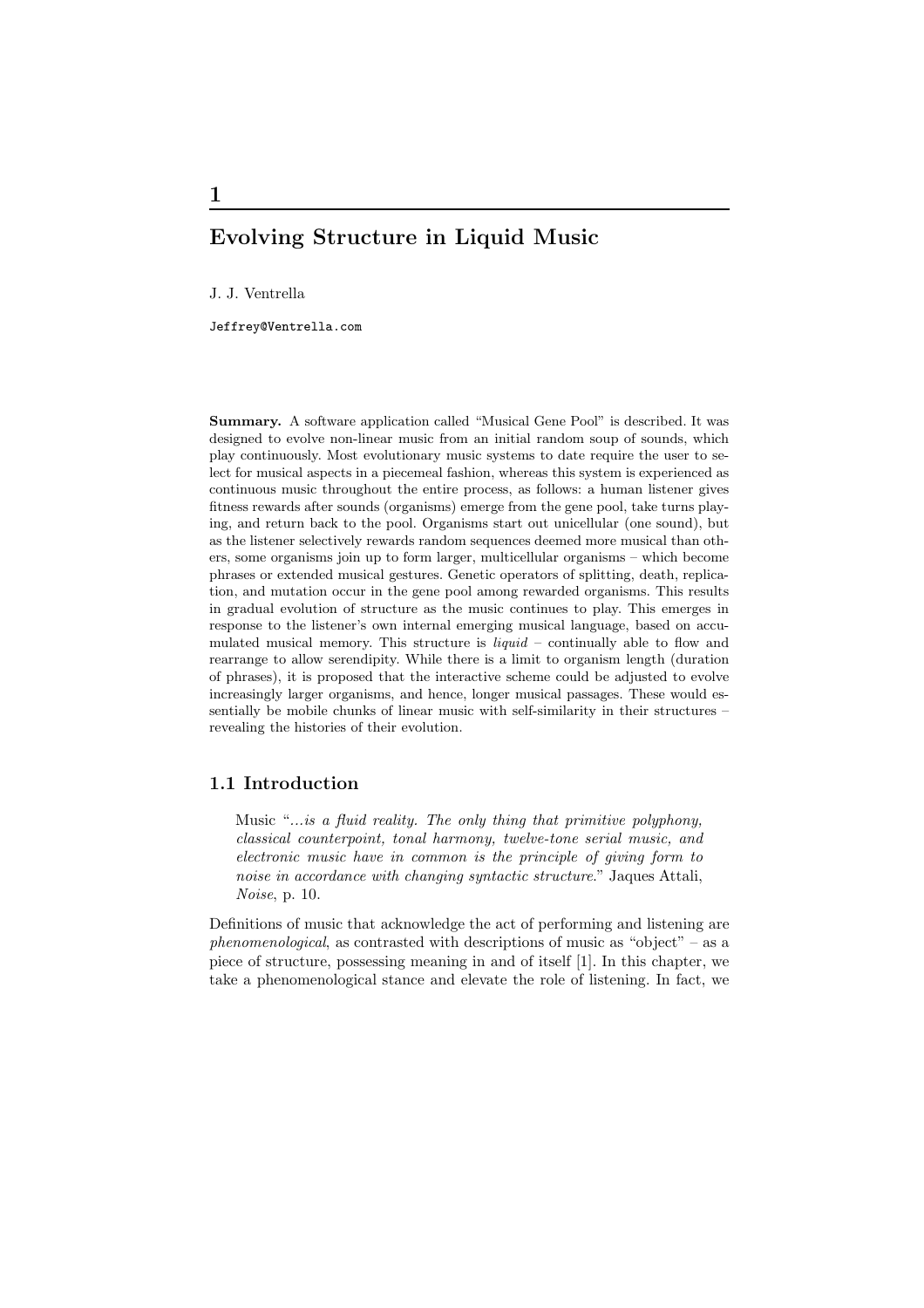# 1

## Evolving Structure in Liquid Music

J. J. Ventrella

Jeffrey@Ventrella.com

**Summary.** A software application called "Musical Gene Pool" is described. It was designed to evolve non-linear music from an initial random soup of sounds, which play continuously. Most evolutionary music systems to date require the user to select for musical aspects in a piecemeal fashion, whereas this system is experienced as continuous music throughout the entire process, as follows: a human listener gives fitness rewards after sounds (organisms) emerge from the gene pool, take turns playing, and return back to the pool. Organisms start out unicellular (one sound), but as the listener selectively rewards random sequences deemed more musical than others, some organisms join up to form larger, multicellular organisms – which become phrases or extended musical gestures. Genetic operators of splitting, death, replication, and mutation occur in the gene pool among rewarded organisms. This results in gradual evolution of structure as the music continues to play. This emerges in response to the listener's own internal emerging musical language, based on accumulated musical memory. This structure is *liquid* – continually able to flow and rearrange to allow serendipity. While there is a limit to organism length (duration of phrases), it is proposed that the interactive scheme could be adjusted to evolve increasingly larger organisms, and hence, longer musical passages. These would essentially be mobile chunks of linear music with self-similarity in their structures – revealing the histories of their evolution.

### 1.1 Introduction

> Music "*...is a fluid reality. The only thing that primitive polyphony, classical counterpoint, tonal harmony, twelve-tone serial music, and electronic music have in common is the principle of giving form to noise in accordance with changing syntactic structure*." Jaques Attali, *Noise*, p. 10.

Definitions of music that acknowledge the act of performing and listening are *phenomenological*, as contrasted with descriptions of music as "object" – as a piece of structure, possessing meaning in and of itself [1]. In this chapter, we take a phenomenological stance and elevate the role of listening. In fact, we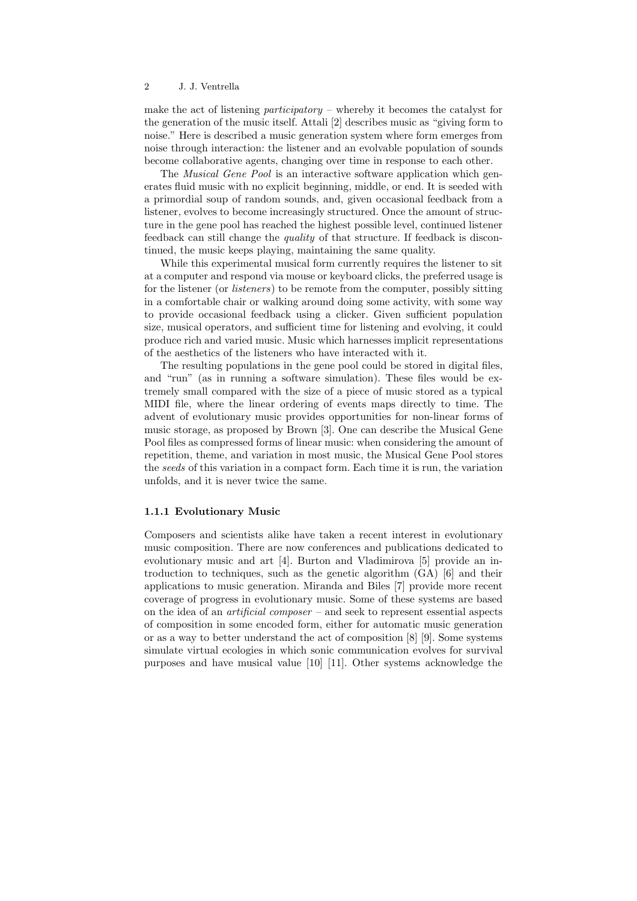make the act of listening *participatory* – whereby it becomes the catalyst for the generation of the music itself. Attali [2] describes music as "giving form to noise." Here is described a music generation system where form emerges from noise through interaction: the listener and an evolvable population of sounds become collaborative agents, changing over time in response to each other.

The *Musical Gene Pool* is an interactive software application which generates fluid music with no explicit beginning, middle, or end. It is seeded with a primordial soup of random sounds, and, given occasional feedback from a listener, evolves to become increasingly structured. Once the amount of structure in the gene pool has reached the highest possible level, continued listener feedback can still change the *quality* of that structure. If feedback is discontinued, the music keeps playing, maintaining the same quality.

While this experimental musical form currently requires the listener to sit at a computer and respond via mouse or keyboard clicks, the preferred usage is for the listener (or *listeners*) to be remote from the computer, possibly sitting in a comfortable chair or walking around doing some activity, with some way to provide occasional feedback using a clicker. Given sufficient population size, musical operators, and sufficient time for listening and evolving, it could produce rich and varied music. Music which harnesses implicit representations of the aesthetics of the listeners who have interacted with it.

The resulting populations in the gene pool could be stored in digital files, and "run" (as in running a software simulation). These files would be extremely small compared with the size of a piece of music stored as a typical MIDI file, where the linear ordering of events maps directly to time. The advent of evolutionary music provides opportunities for non-linear forms of music storage, as proposed by Brown [3]. One can describe the Musical Gene Pool files as compressed forms of linear music: when considering the amount of repetition, theme, and variation in most music, the Musical Gene Pool stores the *seeds* of this variation in a compact form. Each time it is run, the variation unfolds, and it is never twice the same.

### 1.1.1 Evolutionary Music

Composers and scientists alike have taken a recent interest in evolutionary music composition. There are now conferences and publications dedicated to evolutionary music and art [4]. Burton and Vladimirova [5] provide an introduction to techniques, such as the genetic algorithm (GA) [6] and their applications to music generation. Miranda and Biles [7] provide more recent coverage of progress in evolutionary music. Some of these systems are based on the idea of an *artificial composer* – and seek to represent essential aspects of composition in some encoded form, either for automatic music generation or as a way to better understand the act of composition [8] [9]. Some systems simulate virtual ecologies in which sonic communication evolves for survival purposes and have musical value [10] [11]. Other systems acknowledge the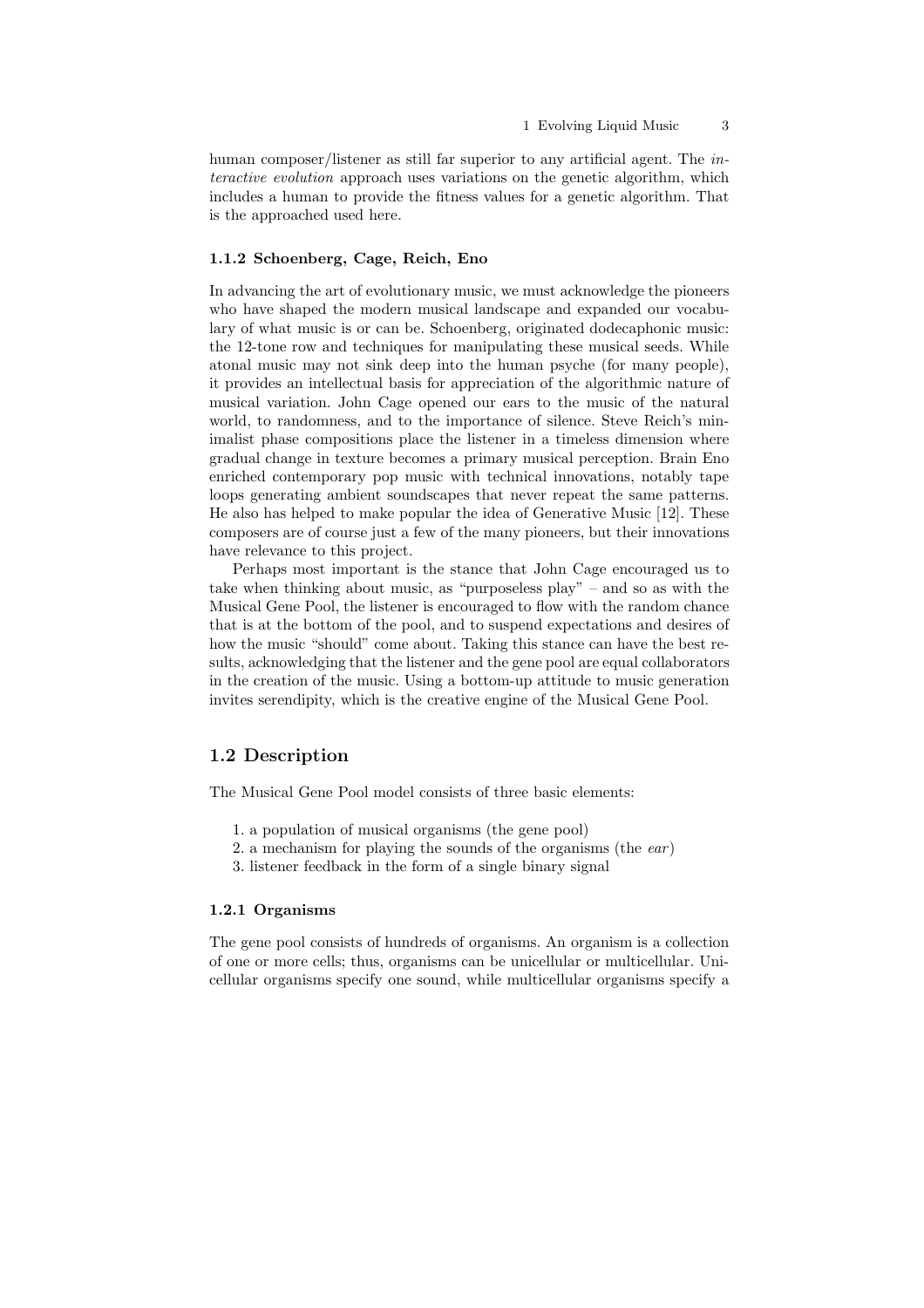human composer/listener as still far superior to any artificial agent. The *interactive evolution* approach uses variations on the genetic algorithm, which includes a human to provide the fitness values for a genetic algorithm. That is the approached used here.

### 1.1.2 Schoenberg, Cage, Reich, Eno

In advancing the art of evolutionary music, we must acknowledge the pioneers who have shaped the modern musical landscape and expanded our vocabulary of what music is or can be. Schoenberg, originated dodecaphonic music: the 12-tone row and techniques for manipulating these musical seeds. While atonal music may not sink deep into the human psyche (for many people), it provides an intellectual basis for appreciation of the algorithmic nature of musical variation. John Cage opened our ears to the music of the natural world, to randomness, and to the importance of silence. Steve Reich's minimalist phase compositions place the listener in a timeless dimension where gradual change in texture becomes a primary musical perception. Brain Eno enriched contemporary pop music with technical innovations, notably tape loops generating ambient soundscapes that never repeat the same patterns. He also has helped to make popular the idea of Generative Music [12]. These composers are of course just a few of the many pioneers, but their innovations have relevance to this project.

Perhaps most important is the stance that John Cage encouraged us to take when thinking about music, as "purposeless play" – and so as with the Musical Gene Pool, the listener is encouraged to flow with the random chance that is at the bottom of the pool, and to suspend expectations and desires of how the music "should" come about. Taking this stance can have the best results, acknowledging that the listener and the gene pool are equal collaborators in the creation of the music. Using a bottom-up attitude to music generation invites serendipity, which is the creative engine of the Musical Gene Pool.

## 1.2 Description

The Musical Gene Pool model consists of three basic elements:

1. a population of musical organisms (the gene pool)
2. a mechanism for playing the sounds of the organisms (the *ear*)
3. listener feedback in the form of a single binary signal

### 1.2.1 Organisms

The gene pool consists of hundreds of organisms. An organism is a collection of one or more cells; thus, organisms can be unicellular or multicellular. Unicellular organisms specify one sound, while multicellular organisms specify a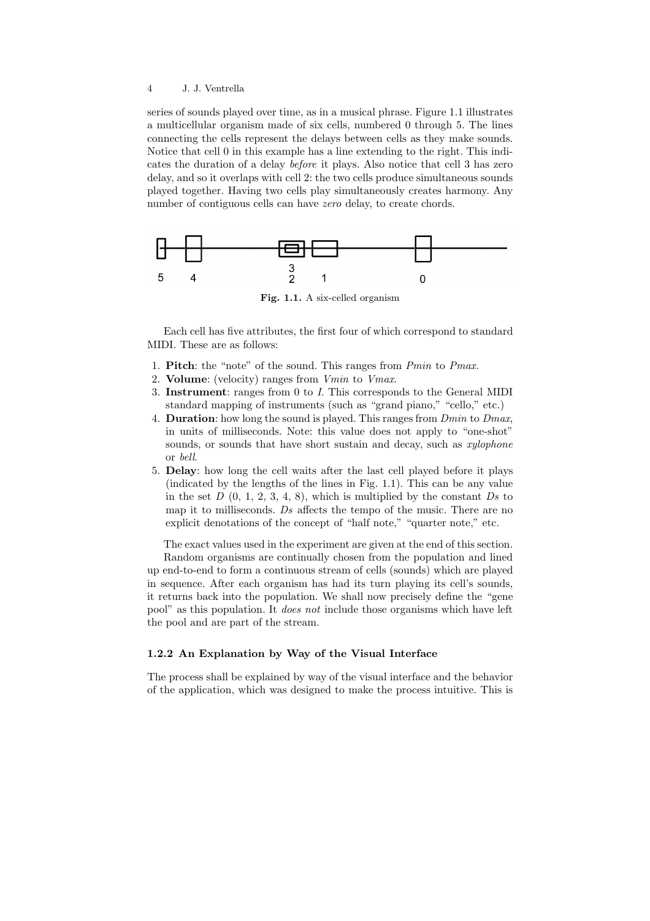series of sounds played over time, as in a musical phrase. Figure 1.1 illustrates a multicellular organism made of six cells, numbered 0 through 5. The lines connecting the cells represent the delays between cells as they make sounds. Notice that cell 0 in this example has a line extending to the right. This indicates the duration of a delay *before* it plays. Also notice that cell 3 has zero delay, and so it overlaps with cell 2: the two cells produce simultaneous sounds played together. Having two cells play simultaneously creates harmony. Any number of contiguous cells can have *zero* delay, to create chords.

**Fig. 1.1.** A six-celled organism

Each cell has five attributes, the first four of which correspond to standard MIDI. These are as follows:

1. **Pitch**: the "note" of the sound. This ranges from *Pmin* to *Pmax*.
2. **Volume**: (velocity) ranges from *Vmin* to *Vmax*.
3. **Instrument**: ranges from 0 to *I*. This corresponds to the General MIDI standard mapping of instruments (such as "grand piano," "cello," etc.)
4. **Duration**: how long the sound is played. This ranges from *Dmin* to *Dmax*, in units of milliseconds. Note: this value does not apply to "one-shot" sounds, or sounds that have short sustain and decay, such as *xylophone* or *bell*.
5. **Delay**: how long the cell waits after the last cell played before it plays (indicated by the lengths of the lines in Fig. 1.1). This can be any value in the set *D* (0, 1, 2, 3, 4, 8), which is multiplied by the constant *Ds* to map it to milliseconds. *Ds* affects the tempo of the music. There are no explicit denotations of the concept of "half note," "quarter note," etc.

The exact values used in the experiment are given at the end of this section.

Random organisms are continually chosen from the population and lined up end-to-end to form a continuous stream of cells (sounds) which are played in sequence. After each organism has had its turn playing its cell's sounds, it returns back into the population. We shall now precisely define the "gene pool" as this population. It *does not* include those organisms which have left the pool and are part of the stream.

### 1.2.2 An Explanation by Way of the Visual Interface

The process shall be explained by way of the visual interface and the behavior of the application, which was designed to make the process intuitive. This is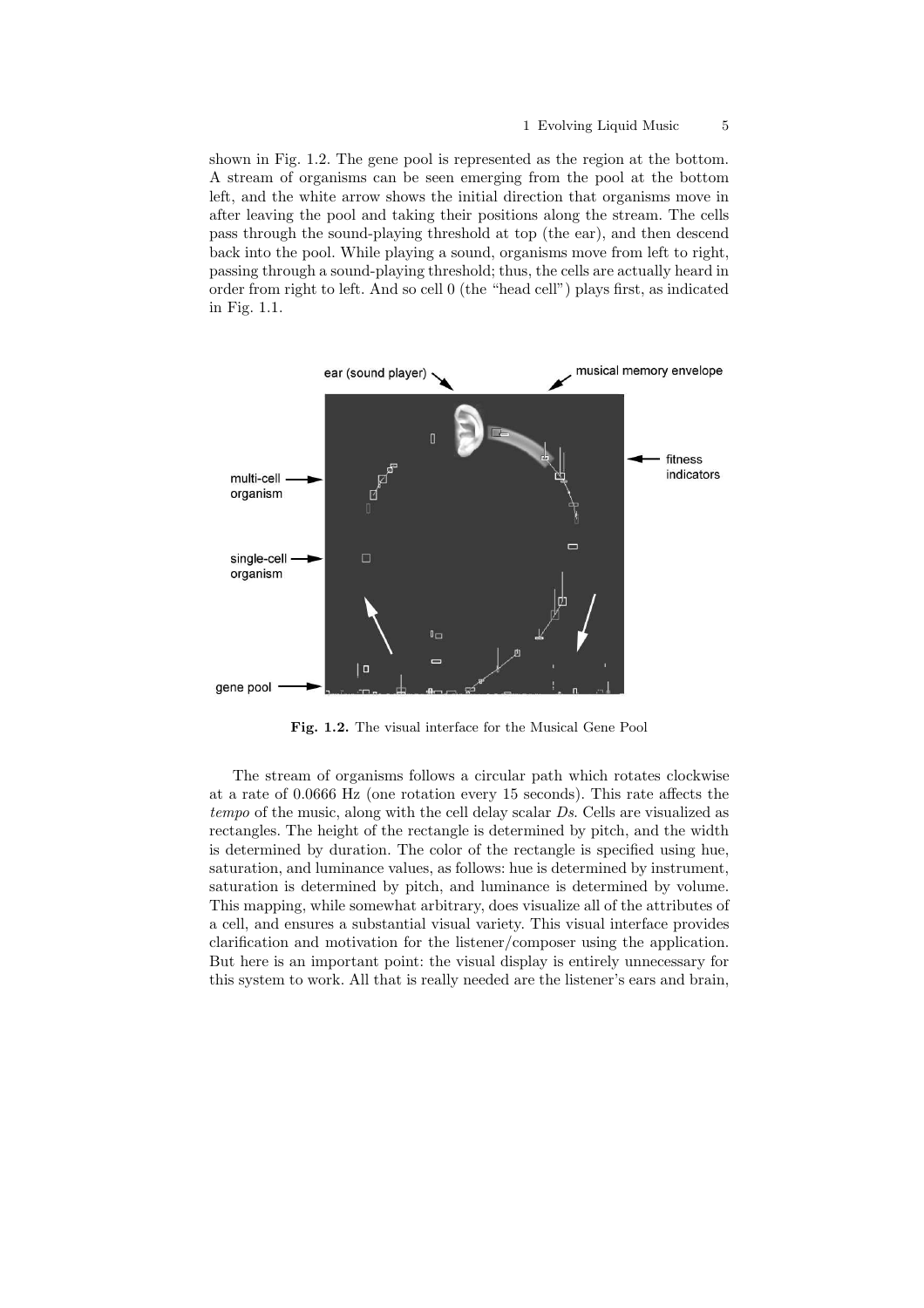shown in Fig. 1.2. The gene pool is represented as the region at the bottom. A stream of organisms can be seen emerging from the pool at the bottom left, and the white arrow shows the initial direction that organisms move in after leaving the pool and taking their positions along the stream. The cells pass through the sound-playing threshold at top (the ear), and then descend back into the pool. While playing a sound, organisms move from left to right, passing through a sound-playing threshold; thus, the cells are actually heard in order from right to left. And so cell 0 (the "head cell") plays first, as indicated in Fig. 1.1.

**Fig. 1.2.** The visual interface for the Musical Gene Pool

The stream of organisms follows a circular path which rotates clockwise at a rate of 0.0666 Hz (one rotation every 15 seconds). This rate affects the *tempo* of the music, along with the cell delay scalar *Ds*. Cells are visualized as rectangles. The height of the rectangle is determined by pitch, and the width is determined by duration. The color of the rectangle is specified using hue, saturation, and luminance values, as follows: hue is determined by instrument, saturation is determined by pitch, and luminance is determined by volume. This mapping, while somewhat arbitrary, does visualize all of the attributes of a cell, and ensures a substantial visual variety. This visual interface provides clarification and motivation for the listener/composer using the application. But here is an important point: the visual display is entirely unnecessary for this system to work. All that is really needed are the listener's ears and brain,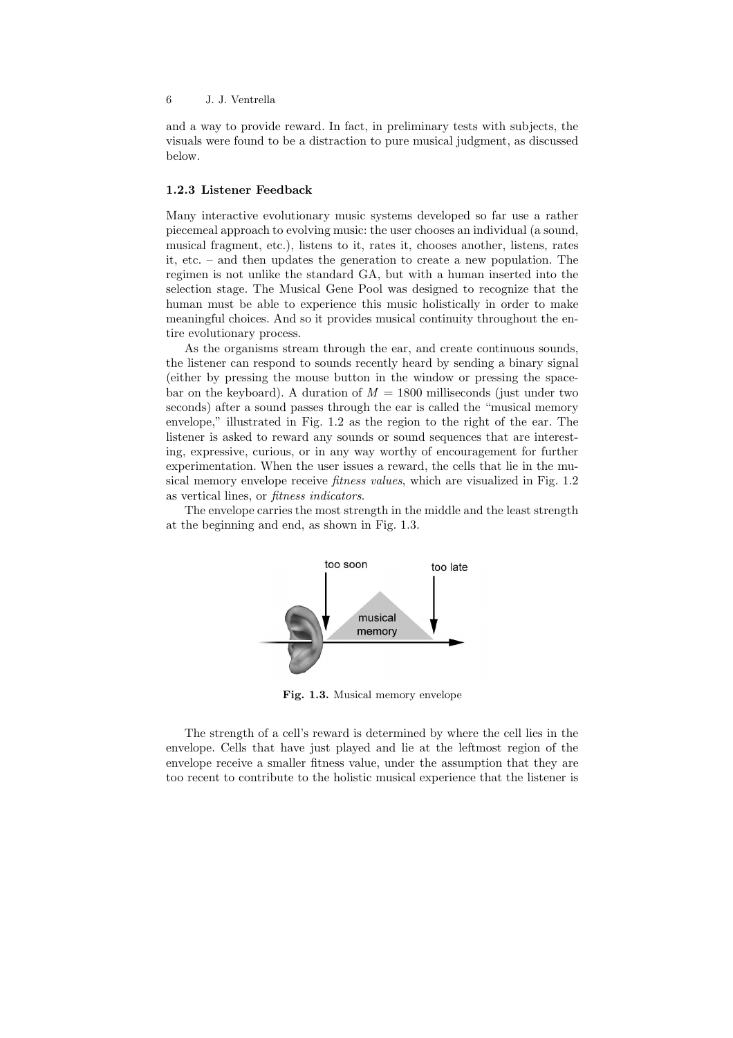and a way to provide reward. In fact, in preliminary tests with subjects, the visuals were found to be a distraction to pure musical judgment, as discussed below.

### 1.2.3 Listener Feedback

Many interactive evolutionary music systems developed so far use a rather piecemeal approach to evolving music: the user chooses an individual (a sound, musical fragment, etc.), listens to it, rates it, chooses another, listens, rates it, etc. – and then updates the generation to create a new population. The regimen is not unlike the standard GA, but with a human inserted into the selection stage. The Musical Gene Pool was designed to recognize that the human must be able to experience this music holistically in order to make meaningful choices. And so it provides musical continuity throughout the entire evolutionary process.

As the organisms stream through the ear, and create continuous sounds, the listener can respond to sounds recently heard by sending a binary signal (either by pressing the mouse button in the window or pressing the spacebar on the keyboard). A duration of $M = 1800$ milliseconds (just under two seconds) after a sound passes through the ear is called the "musical memory envelope," illustrated in Fig. 1.2 as the region to the right of the ear. The listener is asked to reward any sounds or sound sequences that are interesting, expressive, curious, or in any way worthy of encouragement for further experimentation. When the user issues a reward, the cells that lie in the musical memory envelope receive *fitness values*, which are visualized in Fig. 1.2 as vertical lines, or *fitness indicators*.

The envelope carries the most strength in the middle and the least strength at the beginning and end, as shown in Fig. 1.3.

too soon — too late — musical memory

**Fig. 1.3.** Musical memory envelope

The strength of a cell's reward is determined by where the cell lies in the envelope. Cells that have just played and lie at the leftmost region of the envelope receive a smaller fitness value, under the assumption that they are too recent to contribute to the holistic musical experience that the listener is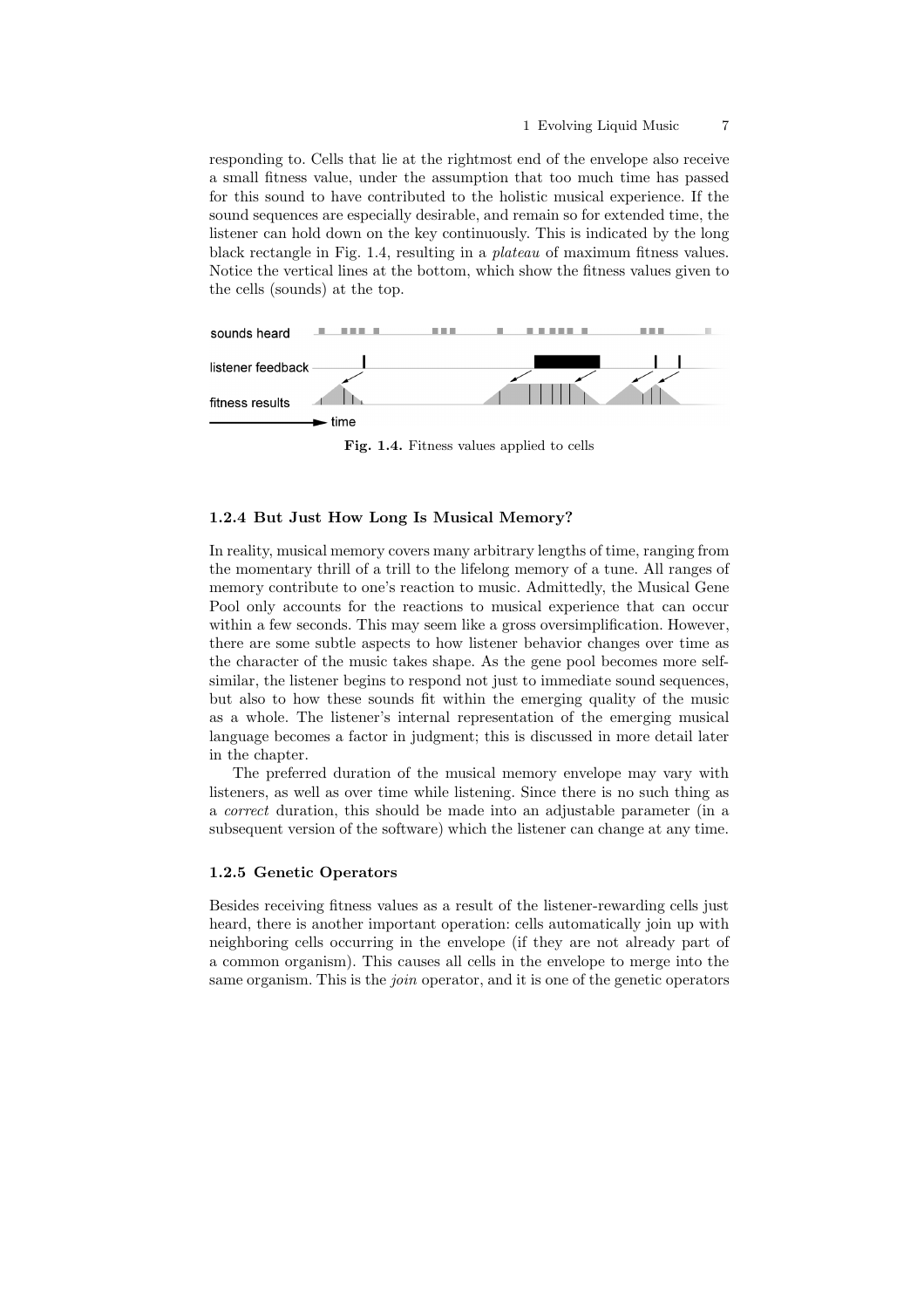responding to. Cells that lie at the rightmost end of the envelope also receive a small fitness value, under the assumption that too much time has passed for this sound to have contributed to the holistic musical experience. If the sound sequences are especially desirable, and remain so for extended time, the listener can hold down on the key continuously. This is indicated by the long black rectangle in Fig. 1.4, resulting in a *plateau* of maximum fitness values. Notice the vertical lines at the bottom, which show the fitness values given to the cells (sounds) at the top.

sounds heard

listener feedback

fitness results

time

**Fig. 1.4.** Fitness values applied to cells

### 1.2.4 But Just How Long Is Musical Memory?

In reality, musical memory covers many arbitrary lengths of time, ranging from the momentary thrill of a trill to the lifelong memory of a tune. All ranges of memory contribute to one's reaction to music. Admittedly, the Musical Gene Pool only accounts for the reactions to musical experience that can occur within a few seconds. This may seem like a gross oversimplification. However, there are some subtle aspects to how listener behavior changes over time as the character of the music takes shape. As the gene pool becomes more self-similar, the listener begins to respond not just to immediate sound sequences, but also to how these sounds fit within the emerging quality of the music as a whole. The listener's internal representation of the emerging musical language becomes a factor in judgment; this is discussed in more detail later in the chapter.

The preferred duration of the musical memory envelope may vary with listeners, as well as over time while listening. Since there is no such thing as a *correct* duration, this should be made into an adjustable parameter (in a subsequent version of the software) which the listener can change at any time.

### 1.2.5 Genetic Operators

Besides receiving fitness values as a result of the listener-rewarding cells just heard, there is another important operation: cells automatically join up with neighboring cells occurring in the envelope (if they are not already part of a common organism). This causes all cells in the envelope to merge into the same organism. This is the *join* operator, and it is one of the genetic operators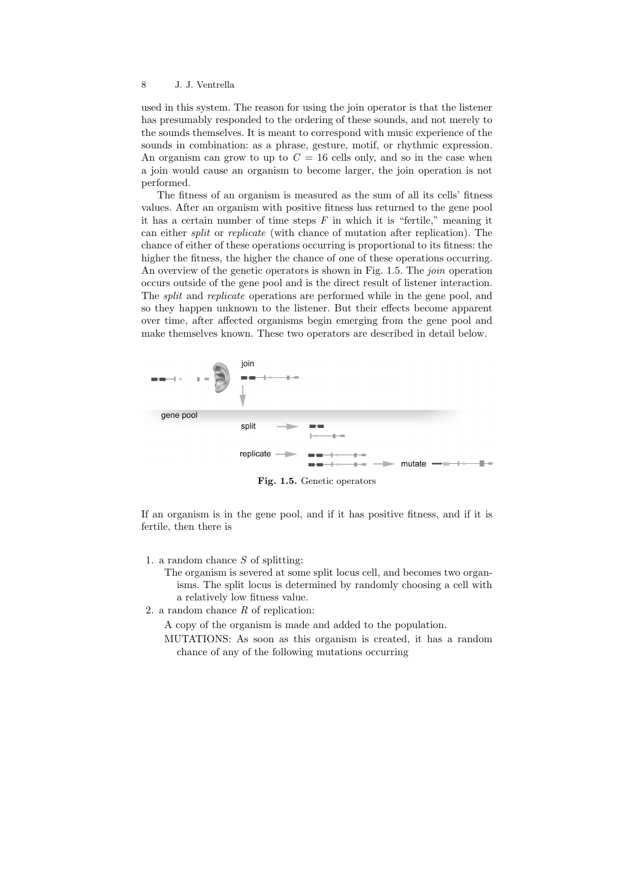used in this system. The reason for using the join operator is that the listener has presumably responded to the ordering of these sounds, and not merely to the sounds themselves. It is meant to correspond with music experience of the sounds in combination: as a phrase, gesture, motif, or rhythmic expression. An organism can grow to up to $C = 16$ cells only, and so in the case when a join would cause an organism to become larger, the join operation is not performed.

The fitness of an organism is measured as the sum of all its cells' fitness values. After an organism with positive fitness has returned to the gene pool it has a certain number of time steps $F$ in which it is "fertile," meaning it can either *split* or *replicate* (with chance of mutation after replication). The chance of either of these operations occurring is proportional to its fitness: the higher the fitness, the higher the chance of one of these operations occurring. An overview of the genetic operators is shown in Fig. 1.5. The *join* operation occurs outside of the gene pool and is the direct result of listener interaction. The *split* and *replicate* operations are performed while in the gene pool, and so they happen unknown to the listener. But their effects become apparent over time, after affected organisms begin emerging from the gene pool and make themselves known. These two operators are described in detail below.

**Fig. 1.5.** Genetic operators

If an organism is in the gene pool, and if it has positive fitness, and if it is fertile, then there is

1. a random chance $S$ of splitting:
   The organism is severed at some split locus cell, and becomes two organisms. The split locus is determined by randomly choosing a cell with a relatively low fitness value.
2. a random chance $R$ of replication:
   A copy of the organism is made and added to the population.
   MUTATIONS: As soon as this organism is created, it has a random chance of any of the following mutations occurring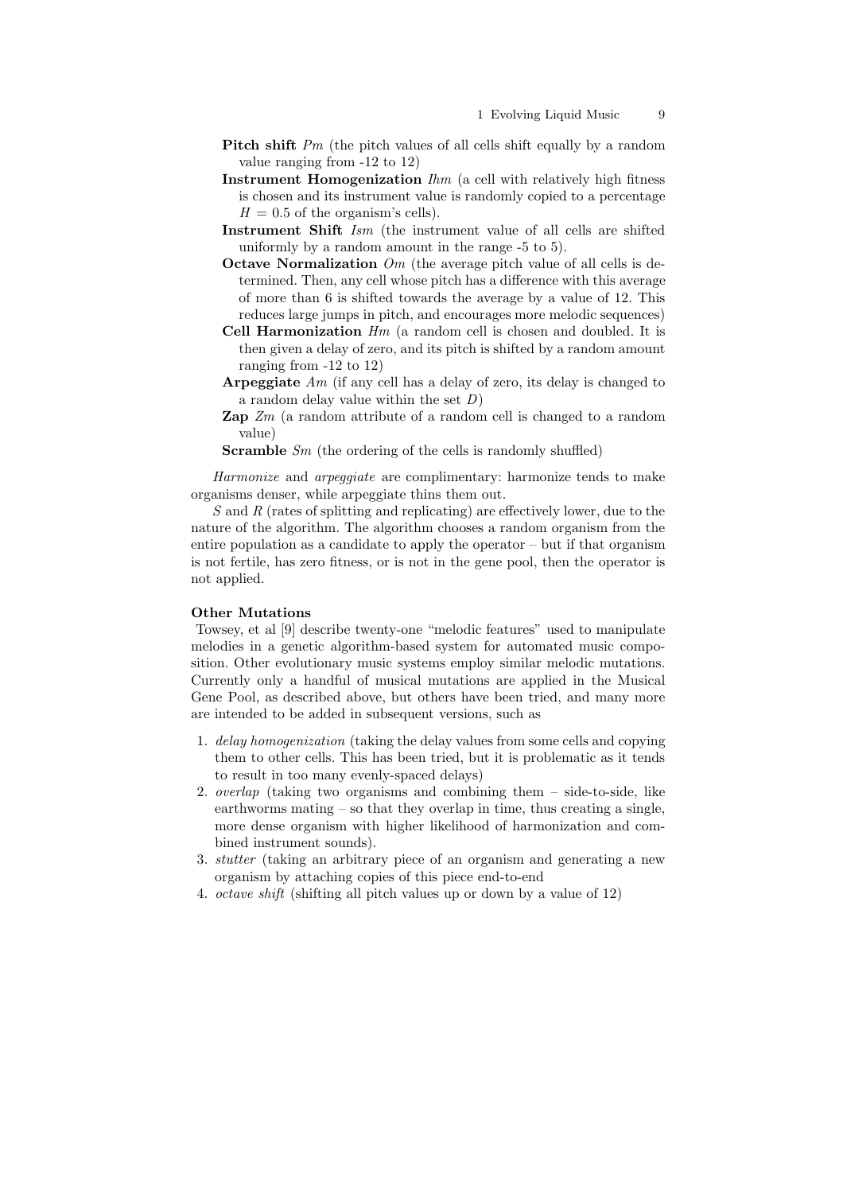**Pitch shift** *Pm* (the pitch values of all cells shift equally by a random value ranging from -12 to 12)

**Instrument Homogenization** *Ihm* (a cell with relatively high fitness is chosen and its instrument value is randomly copied to a percentage $H = 0.5$ of the organism's cells).

**Instrument Shift** *Ism* (the instrument value of all cells are shifted uniformly by a random amount in the range -5 to 5).

**Octave Normalization** *Om* (the average pitch value of all cells is determined. Then, any cell whose pitch has a difference with this average of more than 6 is shifted towards the average by a value of 12. This reduces large jumps in pitch, and encourages more melodic sequences)

**Cell Harmonization** *Hm* (a random cell is chosen and doubled. It is then given a delay of zero, and its pitch is shifted by a random amount ranging from -12 to 12)

**Arpeggiate** *Am* (if any cell has a delay of zero, its delay is changed to a random delay value within the set $D$)

**Zap** *Zm* (a random attribute of a random cell is changed to a random value)

**Scramble** *Sm* (the ordering of the cells is randomly shuffled)

*Harmonize* and *arpeggiate* are complimentary: harmonize tends to make organisms denser, while arpeggiate thins them out.

$S$ and $R$ (rates of splitting and replicating) are effectively lower, due to the nature of the algorithm. The algorithm chooses a random organism from the entire population as a candidate to apply the operator – but if that organism is not fertile, has zero fitness, or is not in the gene pool, then the operator is not applied.

**Other Mutations**

Towsey, et al [9] describe twenty-one "melodic features" used to manipulate melodies in a genetic algorithm-based system for automated music composition. Other evolutionary music systems employ similar melodic mutations. Currently only a handful of musical mutations are applied in the Musical Gene Pool, as described above, but others have been tried, and many more are intended to be added in subsequent versions, such as

1. *delay homogenization* (taking the delay values from some cells and copying them to other cells. This has been tried, but it is problematic as it tends to result in too many evenly-spaced delays)
2. *overlap* (taking two organisms and combining them – side-to-side, like earthworms mating – so that they overlap in time, thus creating a single, more dense organism with higher likelihood of harmonization and combined instrument sounds).
3. *stutter* (taking an arbitrary piece of an organism and generating a new organism by attaching copies of this piece end-to-end
4. *octave shift* (shifting all pitch values up or down by a value of 12)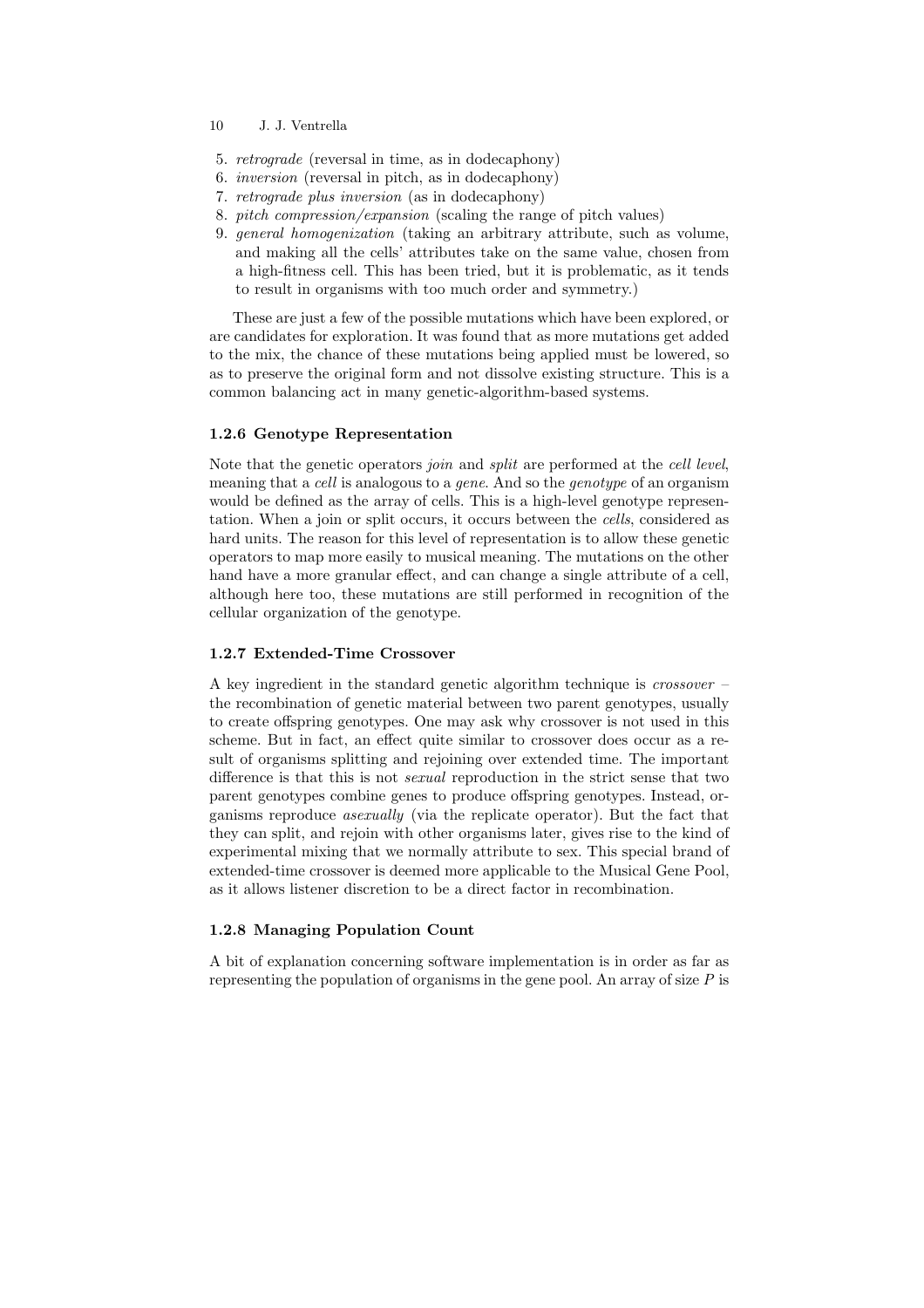5. *retrograde* (reversal in time, as in dodecaphony)
6. *inversion* (reversal in pitch, as in dodecaphony)
7. *retrograde plus inversion* (as in dodecaphony)
8. *pitch compression/expansion* (scaling the range of pitch values)
9. *general homogenization* (taking an arbitrary attribute, such as volume, and making all the cells' attributes take on the same value, chosen from a high-fitness cell. This has been tried, but it is problematic, as it tends to result in organisms with too much order and symmetry.)

These are just a few of the possible mutations which have been explored, or are candidates for exploration. It was found that as more mutations get added to the mix, the chance of these mutations being applied must be lowered, so as to preserve the original form and not dissolve existing structure. This is a common balancing act in many genetic-algorithm-based systems.

### 1.2.6 Genotype Representation

Note that the genetic operators *join* and *split* are performed at the *cell level*, meaning that a *cell* is analogous to a *gene*. And so the *genotype* of an organism would be defined as the array of cells. This is a high-level genotype representation. When a join or split occurs, it occurs between the *cells*, considered as hard units. The reason for this level of representation is to allow these genetic operators to map more easily to musical meaning. The mutations on the other hand have a more granular effect, and can change a single attribute of a cell, although here too, these mutations are still performed in recognition of the cellular organization of the genotype.

### 1.2.7 Extended-Time Crossover

A key ingredient in the standard genetic algorithm technique is *crossover* – the recombination of genetic material between two parent genotypes, usually to create offspring genotypes. One may ask why crossover is not used in this scheme. But in fact, an effect quite similar to crossover does occur as a result of organisms splitting and rejoining over extended time. The important difference is that this is not *sexual* reproduction in the strict sense that two parent genotypes combine genes to produce offspring genotypes. Instead, organisms reproduce *asexually* (via the replicate operator). But the fact that they can split, and rejoin with other organisms later, gives rise to the kind of experimental mixing that we normally attribute to sex. This special brand of extended-time crossover is deemed more applicable to the Musical Gene Pool, as it allows listener discretion to be a direct factor in recombination.

### 1.2.8 Managing Population Count

A bit of explanation concerning software implementation is in order as far as representing the population of organisms in the gene pool. An array of size $P$ is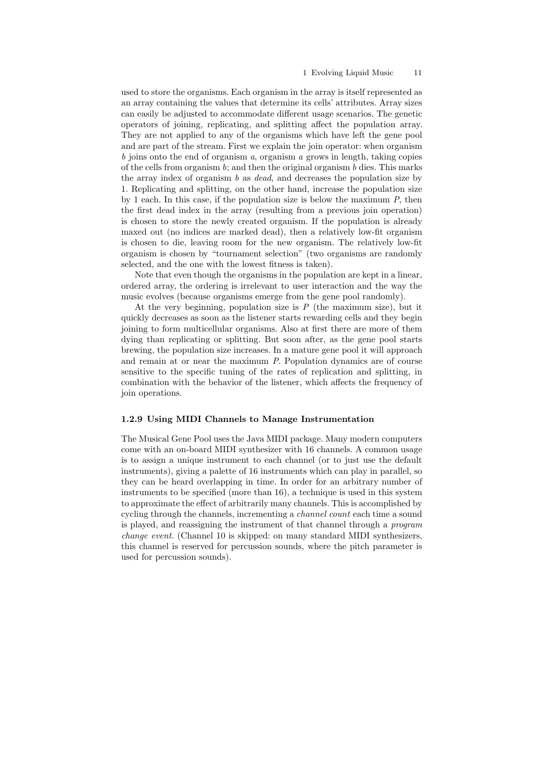used to store the organisms. Each organism in the array is itself represented as an array containing the values that determine its cells' attributes. Array sizes can easily be adjusted to accommodate different usage scenarios. The genetic operators of joining, replicating, and splitting affect the population array. They are not applied to any of the organisms which have left the gene pool and are part of the stream. First we explain the join operator: when organism $b$ joins onto the end of organism $a$, organism $a$ grows in length, taking copies of the cells from organism $b$; and then the original organism $b$ dies. This marks the array index of organism $b$ as *dead*, and decreases the population size by 1. Replicating and splitting, on the other hand, increase the population size by 1 each. In this case, if the population size is below the maximum $P$, then the first dead index in the array (resulting from a previous join operation) is chosen to store the newly created organism. If the population is already maxed out (no indices are marked dead), then a relatively low-fit organism is chosen to die, leaving room for the new organism. The relatively low-fit organism is chosen by "tournament selection" (two organisms are randomly selected, and the one with the lowest fitness is taken).

Note that even though the organisms in the population are kept in a linear, ordered array, the ordering is irrelevant to user interaction and the way the music evolves (because organisms emerge from the gene pool randomly).

At the very beginning, population size is $P$ (the maximum size), but it quickly decreases as soon as the listener starts rewarding cells and they begin joining to form multicellular organisms. Also at first there are more of them dying than replicating or splitting. But soon after, as the gene pool starts brewing, the population size increases. In a mature gene pool it will approach and remain at or near the maximum $P$. Population dynamics are of course sensitive to the specific tuning of the rates of replication and splitting, in combination with the behavior of the listener, which affects the frequency of join operations.

### 1.2.9 Using MIDI Channels to Manage Instrumentation

The Musical Gene Pool uses the Java MIDI package. Many modern computers come with an on-board MIDI synthesizer with 16 channels. A common usage is to assign a unique instrument to each channel (or to just use the default instruments), giving a palette of 16 instruments which can play in parallel, so they can be heard overlapping in time. In order for an arbitrary number of instruments to be specified (more than 16), a technique is used in this system to approximate the effect of arbitrarily many channels. This is accomplished by cycling through the channels, incrementing a *channel count* each time a sound is played, and reassigning the instrument of that channel through a *program change event*. (Channel 10 is skipped: on many standard MIDI synthesizers, this channel is reserved for percussion sounds, where the pitch parameter is used for percussion sounds).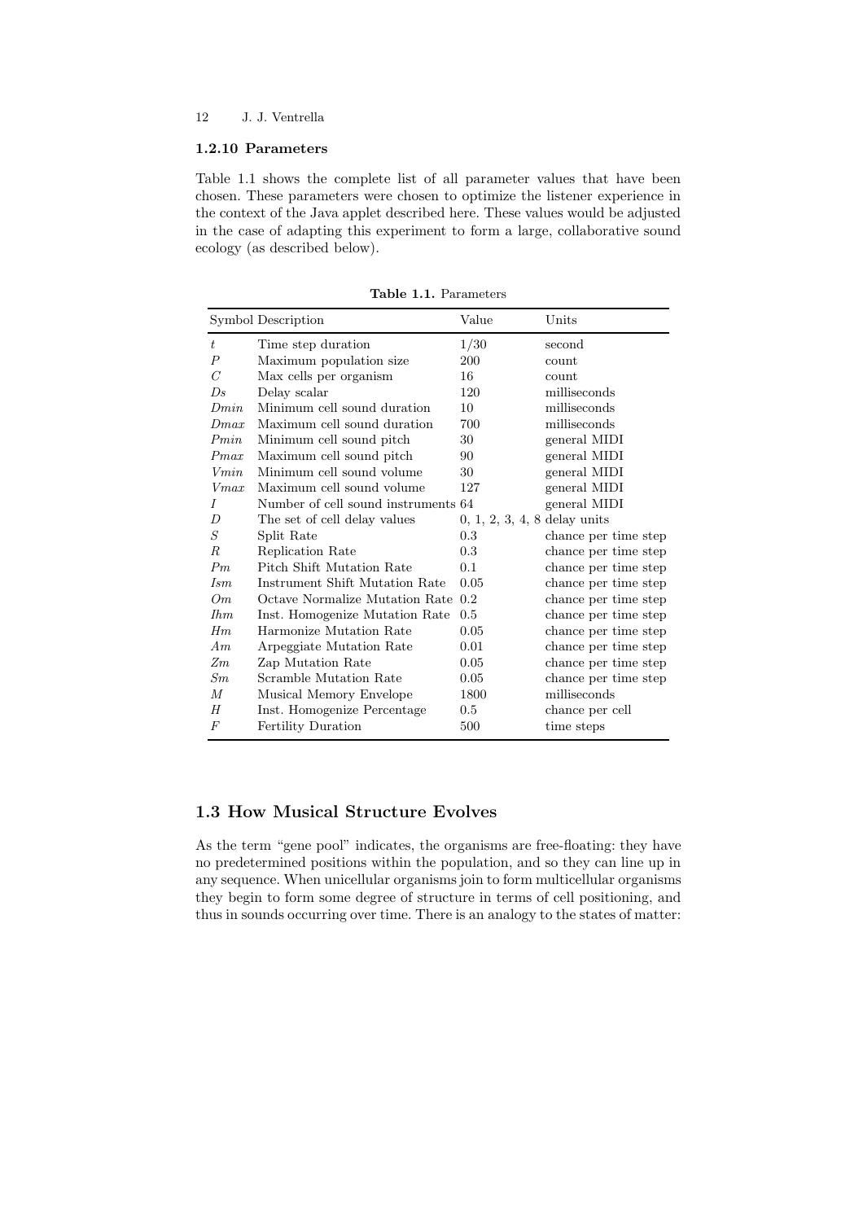### 1.2.10 Parameters

Table 1.1 shows the complete list of all parameter values that have been chosen. These parameters were chosen to optimize the listener experience in the context of the Java applet described here. These values would be adjusted in the case of adapting this experiment to form a large, collaborative sound ecology (as described below).

**Table 1.1.** Parameters

| Symbol | Description | Value | Units |
|---|---|---|---|
| $t$ | Time step duration | 1/30 | second |
| $P$ | Maximum population size | 200 | count |
| $C$ | Max cells per organism | 16 | count |
| $Ds$ | Delay scalar | 120 | milliseconds |
| $Dmin$ | Minimum cell sound duration | 10 | milliseconds |
| $Dmax$ | Maximum cell sound duration | 700 | milliseconds |
| $Pmin$ | Minimum cell sound pitch | 30 | general MIDI |
| $Pmax$ | Maximum cell sound pitch | 90 | general MIDI |
| $Vmin$ | Minimum cell sound volume | 30 | general MIDI |
| $Vmax$ | Maximum cell sound volume | 127 | general MIDI |
| $I$ | Number of cell sound instruments | 64 | general MIDI |
| $D$ | The set of cell delay values | 0, 1, 2, 3, 4, 8 | delay units |
| $S$ | Split Rate | 0.3 | chance per time step |
| $R$ | Replication Rate | 0.3 | chance per time step |
| $Pm$ | Pitch Shift Mutation Rate | 0.1 | chance per time step |
| $Ism$ | Instrument Shift Mutation Rate | 0.05 | chance per time step |
| $Om$ | Octave Normalize Mutation Rate | 0.2 | chance per time step |
| $Ihm$ | Inst. Homogenize Mutation Rate | 0.5 | chance per time step |
| $Hm$ | Harmonize Mutation Rate | 0.05 | chance per time step |
| $Am$ | Arpeggiate Mutation Rate | 0.01 | chance per time step |
| $Zm$ | Zap Mutation Rate | 0.05 | chance per time step |
| $Sm$ | Scramble Mutation Rate | 0.05 | chance per time step |
| $M$ | Musical Memory Envelope | 1800 | milliseconds |
| $H$ | Inst. Homogenize Percentage | 0.5 | chance per cell |
| $F$ | Fertility Duration | 500 | time steps |

## 1.3 How Musical Structure Evolves

As the term "gene pool" indicates, the organisms are free-floating: they have no predetermined positions within the population, and so they can line up in any sequence. When unicellular organisms join to form multicellular organisms they begin to form some degree of structure in terms of cell positioning, and thus in sounds occurring over time. There is an analogy to the states of matter: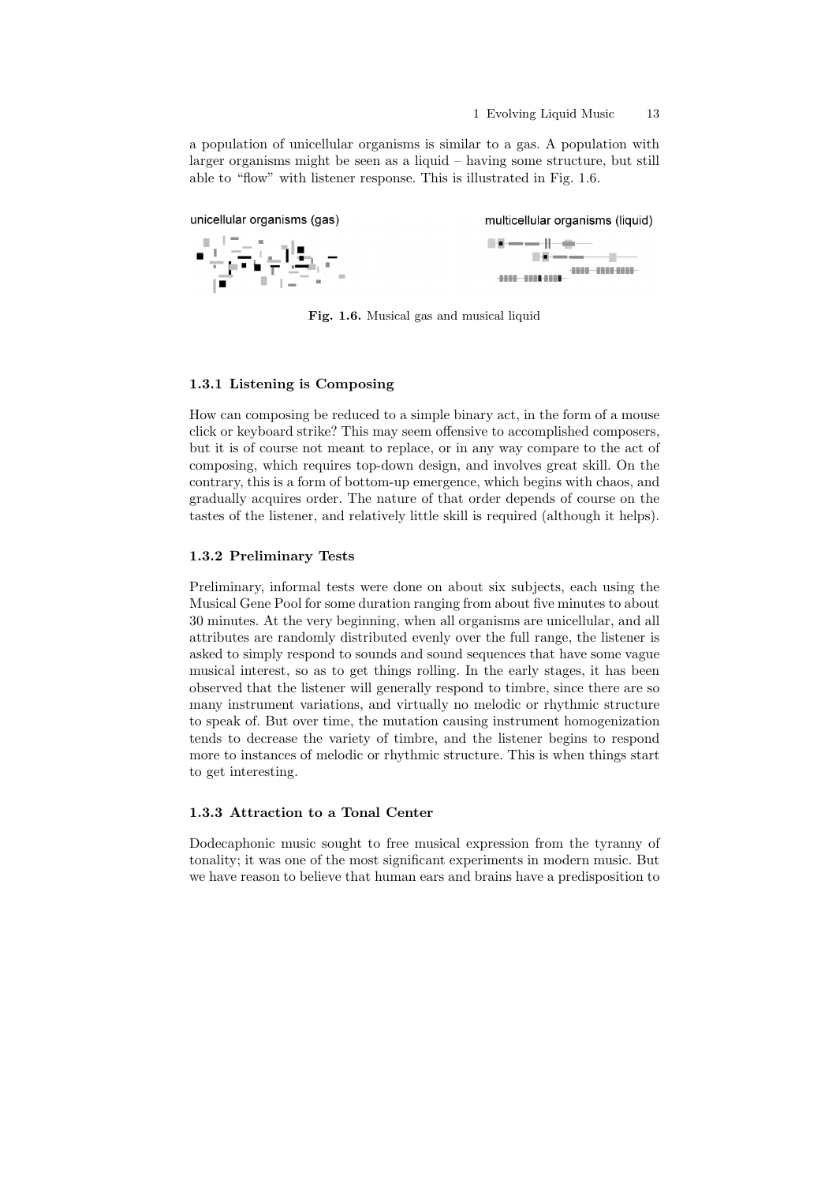a population of unicellular organisms is similar to a gas. A population with larger organisms might be seen as a liquid – having some structure, but still able to "flow" with listener response. This is illustrated in Fig. 1.6.

unicellular organisms (gas)

multicellular organisms (liquid)

**Fig. 1.6.** Musical gas and musical liquid

### 1.3.1 Listening is Composing

How can composing be reduced to a simple binary act, in the form of a mouse click or keyboard strike? This may seem offensive to accomplished composers, but it is of course not meant to replace, or in any way compare to the act of composing, which requires top-down design, and involves great skill. On the contrary, this is a form of bottom-up emergence, which begins with chaos, and gradually acquires order. The nature of that order depends of course on the tastes of the listener, and relatively little skill is required (although it helps).

### 1.3.2 Preliminary Tests

Preliminary, informal tests were done on about six subjects, each using the Musical Gene Pool for some duration ranging from about five minutes to about 30 minutes. At the very beginning, when all organisms are unicellular, and all attributes are randomly distributed evenly over the full range, the listener is asked to simply respond to sounds and sound sequences that have some vague musical interest, so as to get things rolling. In the early stages, it has been observed that the listener will generally respond to timbre, since there are so many instrument variations, and virtually no melodic or rhythmic structure to speak of. But over time, the mutation causing instrument homogenization tends to decrease the variety of timbre, and the listener begins to respond more to instances of melodic or rhythmic structure. This is when things start to get interesting.

### 1.3.3 Attraction to a Tonal Center

Dodecaphonic music sought to free musical expression from the tyranny of tonality; it was one of the most significant experiments in modern music. But we have reason to believe that human ears and brains have a predisposition to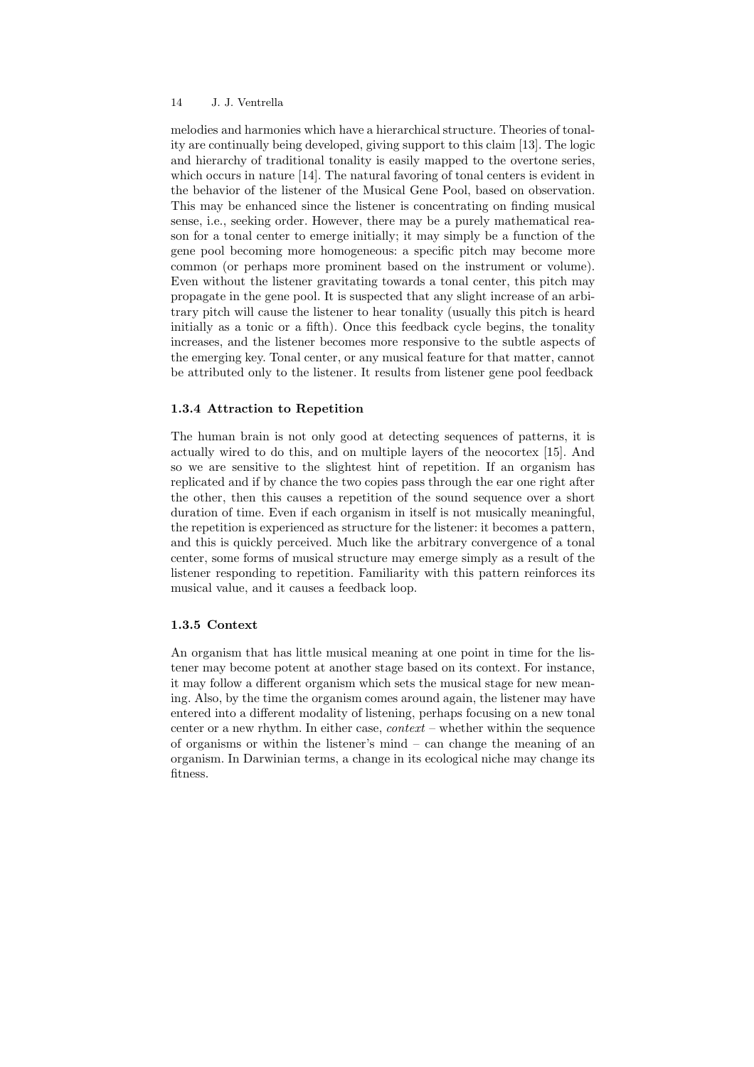melodies and harmonies which have a hierarchical structure. Theories of tonality are continually being developed, giving support to this claim [13]. The logic and hierarchy of traditional tonality is easily mapped to the overtone series, which occurs in nature [14]. The natural favoring of tonal centers is evident in the behavior of the listener of the Musical Gene Pool, based on observation. This may be enhanced since the listener is concentrating on finding musical sense, i.e., seeking order. However, there may be a purely mathematical reason for a tonal center to emerge initially; it may simply be a function of the gene pool becoming more homogeneous: a specific pitch may become more common (or perhaps more prominent based on the instrument or volume). Even without the listener gravitating towards a tonal center, this pitch may propagate in the gene pool. It is suspected that any slight increase of an arbitrary pitch will cause the listener to hear tonality (usually this pitch is heard initially as a tonic or a fifth). Once this feedback cycle begins, the tonality increases, and the listener becomes more responsive to the subtle aspects of the emerging key. Tonal center, or any musical feature for that matter, cannot be attributed only to the listener. It results from listener gene pool feedback

### 1.3.4 Attraction to Repetition

The human brain is not only good at detecting sequences of patterns, it is actually wired to do this, and on multiple layers of the neocortex [15]. And so we are sensitive to the slightest hint of repetition. If an organism has replicated and if by chance the two copies pass through the ear one right after the other, then this causes a repetition of the sound sequence over a short duration of time. Even if each organism in itself is not musically meaningful, the repetition is experienced as structure for the listener: it becomes a pattern, and this is quickly perceived. Much like the arbitrary convergence of a tonal center, some forms of musical structure may emerge simply as a result of the listener responding to repetition. Familiarity with this pattern reinforces its musical value, and it causes a feedback loop.

### 1.3.5 Context

An organism that has little musical meaning at one point in time for the listener may become potent at another stage based on its context. For instance, it may follow a different organism which sets the musical stage for new meaning. Also, by the time the organism comes around again, the listener may have entered into a different modality of listening, perhaps focusing on a new tonal center or a new rhythm. In either case, *context* – whether within the sequence of organisms or within the listener's mind – can change the meaning of an organism. In Darwinian terms, a change in its ecological niche may change its fitness.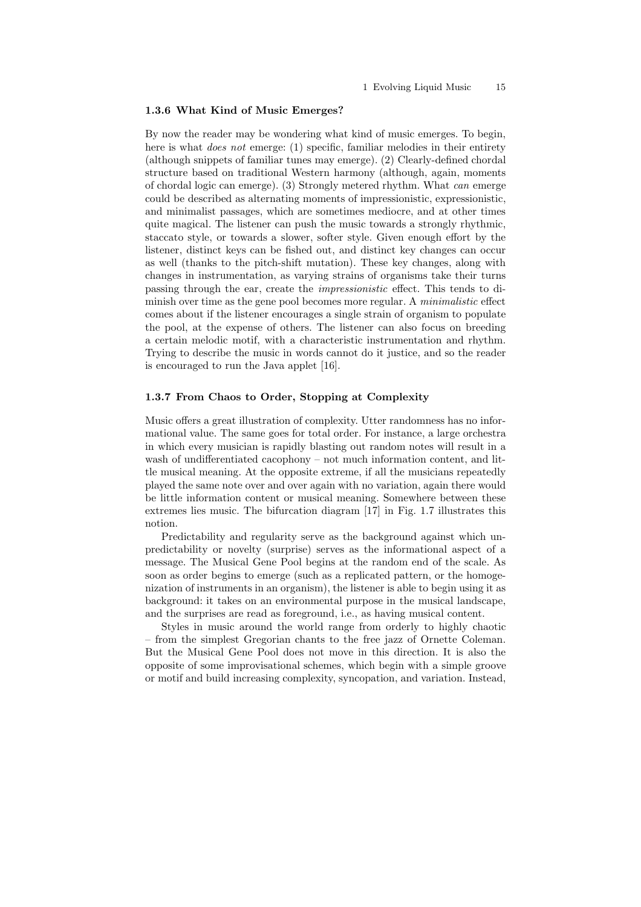### 1.3.6 What Kind of Music Emerges?

By now the reader may be wondering what kind of music emerges. To begin, here is what *does not* emerge: (1) specific, familiar melodies in their entirety (although snippets of familiar tunes may emerge). (2) Clearly-defined chordal structure based on traditional Western harmony (although, again, moments of chordal logic can emerge). (3) Strongly metered rhythm. What *can* emerge could be described as alternating moments of impressionistic, expressionistic, and minimalist passages, which are sometimes mediocre, and at other times quite magical. The listener can push the music towards a strongly rhythmic, staccato style, or towards a slower, softer style. Given enough effort by the listener, distinct keys can be fished out, and distinct key changes can occur as well (thanks to the pitch-shift mutation). These key changes, along with changes in instrumentation, as varying strains of organisms take their turns passing through the ear, create the *impressionistic* effect. This tends to diminish over time as the gene pool becomes more regular. A *minimalistic* effect comes about if the listener encourages a single strain of organism to populate the pool, at the expense of others. The listener can also focus on breeding a certain melodic motif, with a characteristic instrumentation and rhythm. Trying to describe the music in words cannot do it justice, and so the reader is encouraged to run the Java applet [16].

### 1.3.7 From Chaos to Order, Stopping at Complexity

Music offers a great illustration of complexity. Utter randomness has no informational value. The same goes for total order. For instance, a large orchestra in which every musician is rapidly blasting out random notes will result in a wash of undifferentiated cacophony – not much information content, and little musical meaning. At the opposite extreme, if all the musicians repeatedly played the same note over and over again with no variation, again there would be little information content or musical meaning. Somewhere between these extremes lies music. The bifurcation diagram [17] in Fig. 1.7 illustrates this notion.

Predictability and regularity serve as the background against which unpredictability or novelty (surprise) serves as the informational aspect of a message. The Musical Gene Pool begins at the random end of the scale. As soon as order begins to emerge (such as a replicated pattern, or the homogenization of instruments in an organism), the listener is able to begin using it as background: it takes on an environmental purpose in the musical landscape, and the surprises are read as foreground, i.e., as having musical content.

Styles in music around the world range from orderly to highly chaotic – from the simplest Gregorian chants to the free jazz of Ornette Coleman. But the Musical Gene Pool does not move in this direction. It is also the opposite of some improvisational schemes, which begin with a simple groove or motif and build increasing complexity, syncopation, and variation. Instead,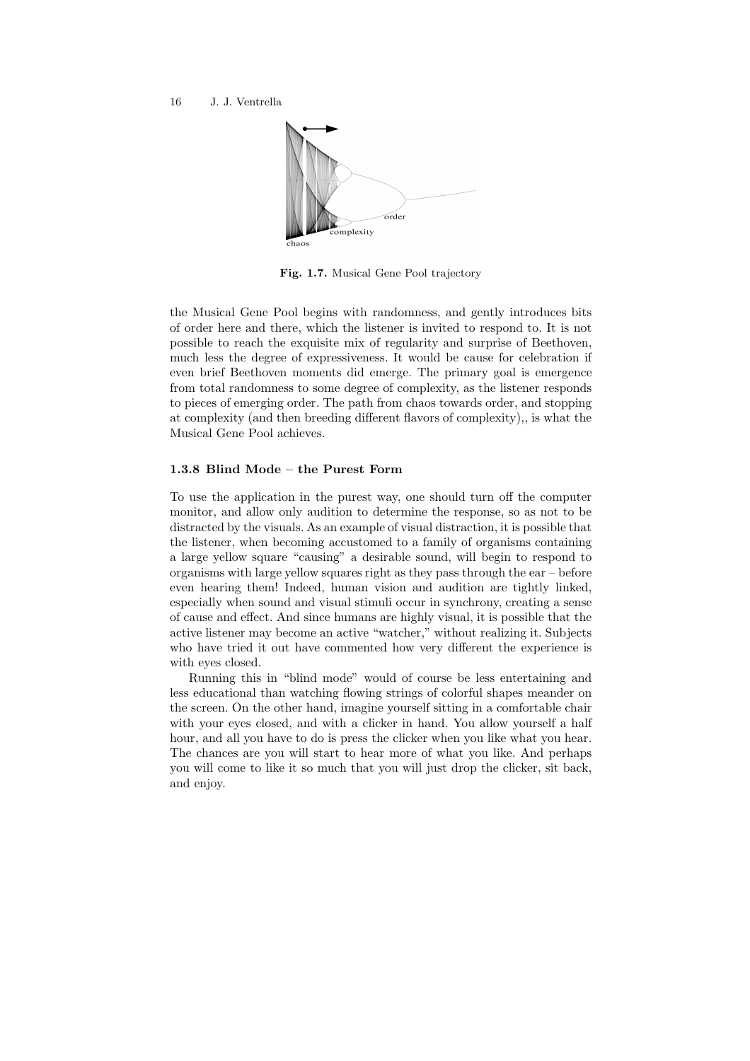order

complexity

chaos

**Fig. 1.7.** Musical Gene Pool trajectory

the Musical Gene Pool begins with randomness, and gently introduces bits of order here and there, which the listener is invited to respond to. It is not possible to reach the exquisite mix of regularity and surprise of Beethoven, much less the degree of expressiveness. It would be cause for celebration if even brief Beethoven moments did emerge. The primary goal is emergence from total randomness to some degree of complexity, as the listener responds to pieces of emerging order. The path from chaos towards order, and stopping at complexity (and then breeding different flavors of complexity),, is what the Musical Gene Pool achieves.

### 1.3.8 Blind Mode – the Purest Form

To use the application in the purest way, one should turn off the computer monitor, and allow only audition to determine the response, so as not to be distracted by the visuals. As an example of visual distraction, it is possible that the listener, when becoming accustomed to a family of organisms containing a large yellow square "causing" a desirable sound, will begin to respond to organisms with large yellow squares right as they pass through the ear – before even hearing them! Indeed, human vision and audition are tightly linked, especially when sound and visual stimuli occur in synchrony, creating a sense of cause and effect. And since humans are highly visual, it is possible that the active listener may become an active "watcher," without realizing it. Subjects who have tried it out have commented how very different the experience is with eyes closed.

Running this in "blind mode" would of course be less entertaining and less educational than watching flowing strings of colorful shapes meander on the screen. On the other hand, imagine yourself sitting in a comfortable chair with your eyes closed, and with a clicker in hand. You allow yourself a half hour, and all you have to do is press the clicker when you like what you hear. The chances are you will start to hear more of what you like. And perhaps you will come to like it so much that you will just drop the clicker, sit back, and enjoy.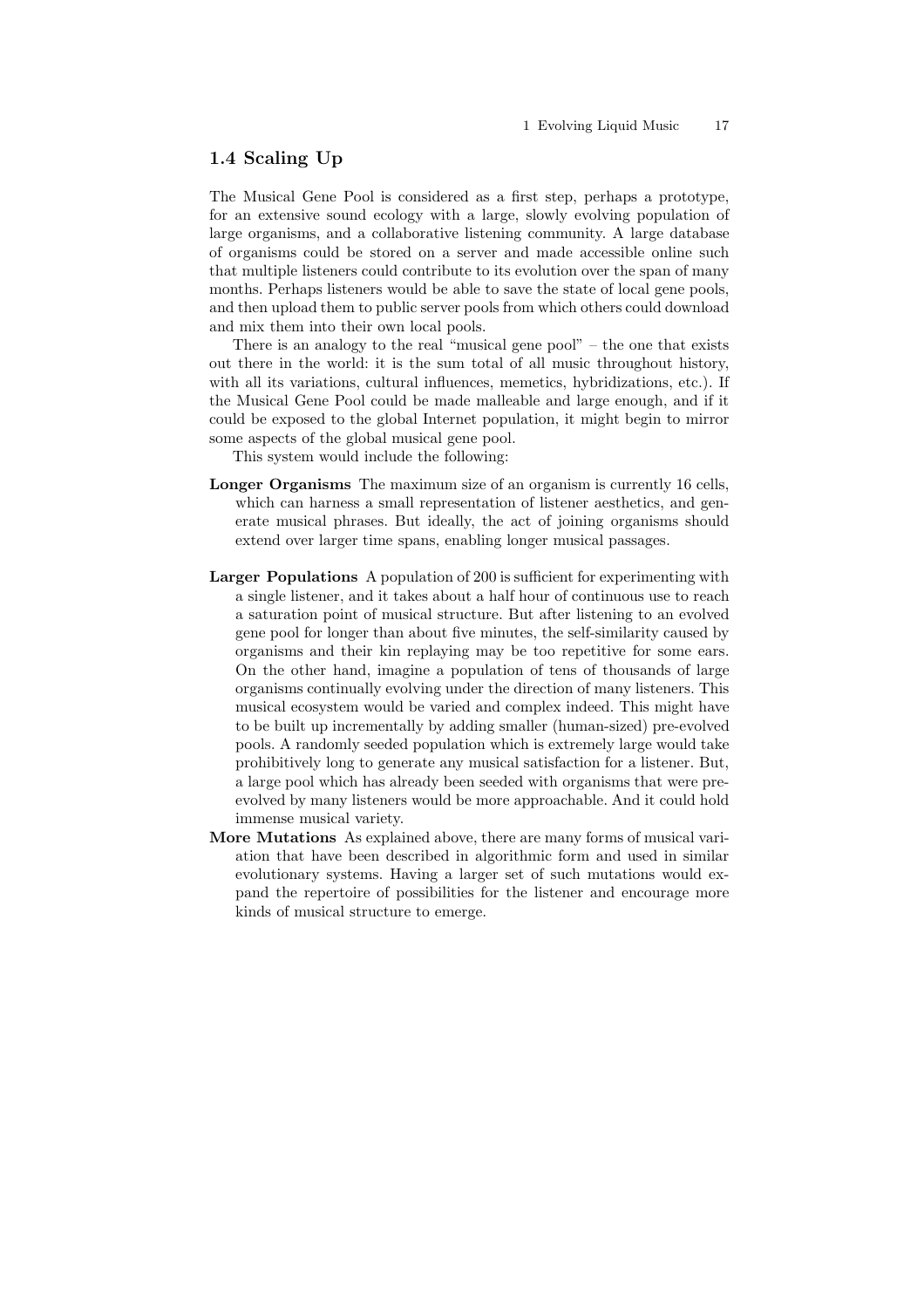## 1.4 Scaling Up

The Musical Gene Pool is considered as a first step, perhaps a prototype, for an extensive sound ecology with a large, slowly evolving population of large organisms, and a collaborative listening community. A large database of organisms could be stored on a server and made accessible online such that multiple listeners could contribute to its evolution over the span of many months. Perhaps listeners would be able to save the state of local gene pools, and then upload them to public server pools from which others could download and mix them into their own local pools.

There is an analogy to the real "musical gene pool" – the one that exists out there in the world: it is the sum total of all music throughout history, with all its variations, cultural influences, memetics, hybridizations, etc.). If the Musical Gene Pool could be made malleable and large enough, and if it could be exposed to the global Internet population, it might begin to mirror some aspects of the global musical gene pool.

This system would include the following:

**Longer Organisms** The maximum size of an organism is currently 16 cells, which can harness a small representation of listener aesthetics, and generate musical phrases. But ideally, the act of joining organisms should extend over larger time spans, enabling longer musical passages.

**Larger Populations** A population of 200 is sufficient for experimenting with a single listener, and it takes about a half hour of continuous use to reach a saturation point of musical structure. But after listening to an evolved gene pool for longer than about five minutes, the self-similarity caused by organisms and their kin replaying may be too repetitive for some ears. On the other hand, imagine a population of tens of thousands of large organisms continually evolving under the direction of many listeners. This musical ecosystem would be varied and complex indeed. This might have to be built up incrementally by adding smaller (human-sized) pre-evolved pools. A randomly seeded population which is extremely large would take prohibitively long to generate any musical satisfaction for a listener. But, a large pool which has already been seeded with organisms that were pre-evolved by many listeners would be more approachable. And it could hold immense musical variety.

**More Mutations** As explained above, there are many forms of musical variation that have been described in algorithmic form and used in similar evolutionary systems. Having a larger set of such mutations would expand the repertoire of possibilities for the listener and encourage more kinds of musical structure to emerge.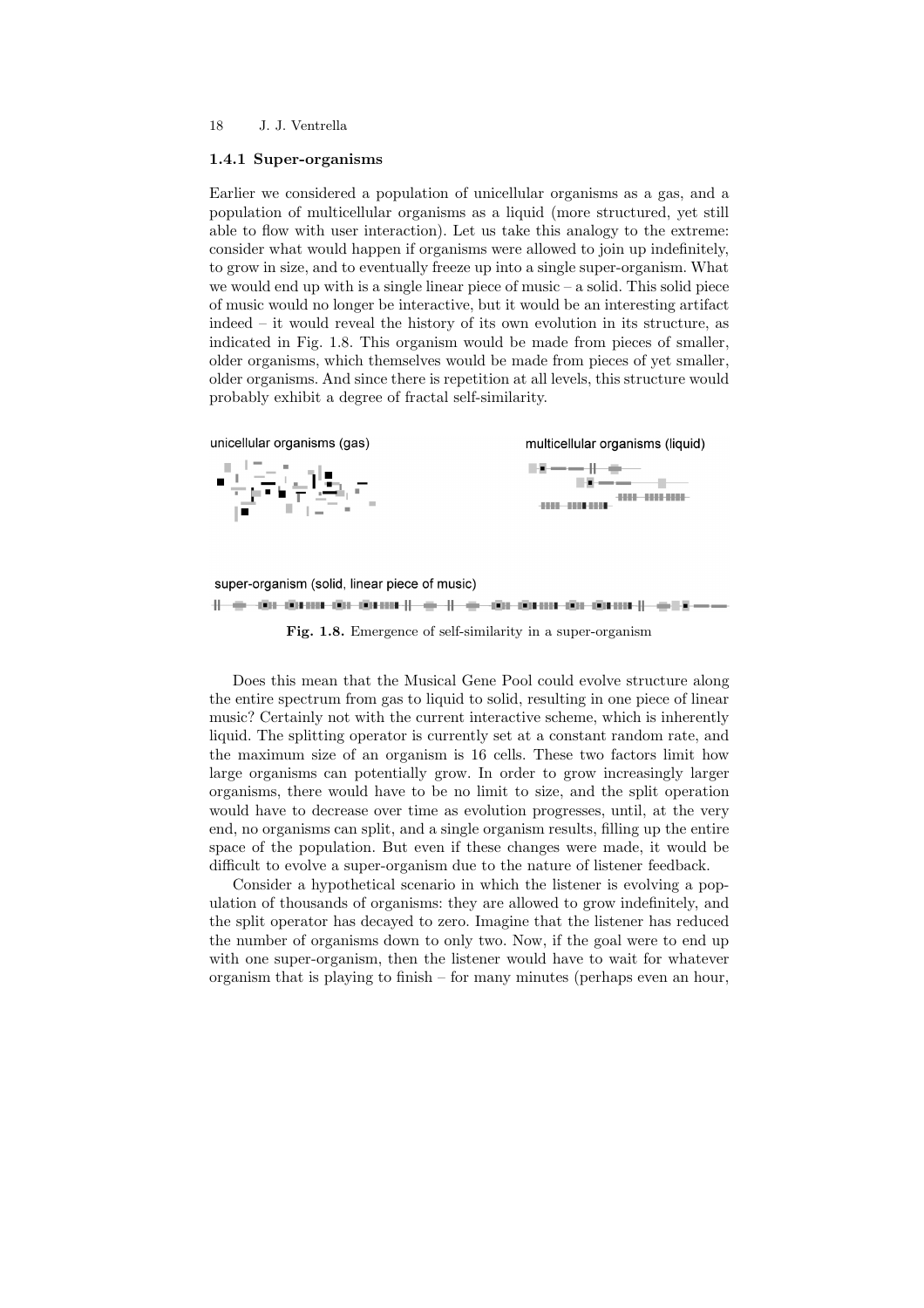### 1.4.1 Super-organisms

Earlier we considered a population of unicellular organisms as a gas, and a population of multicellular organisms as a liquid (more structured, yet still able to flow with user interaction). Let us take this analogy to the extreme: consider what would happen if organisms were allowed to join up indefinitely, to grow in size, and to eventually freeze up into a single super-organism. What we would end up with is a single linear piece of music – a solid. This solid piece of music would no longer be interactive, but it would be an interesting artifact indeed – it would reveal the history of its own evolution in its structure, as indicated in Fig. 1.8. This organism would be made from pieces of smaller, older organisms, which themselves would be made from pieces of yet smaller, older organisms. And since there is repetition at all levels, this structure would probably exhibit a degree of fractal self-similarity.

unicellular organisms (gas)

multicellular organisms (liquid)

super-organism (solid, linear piece of music)

**Fig. 1.8.** Emergence of self-similarity in a super-organism

Does this mean that the Musical Gene Pool could evolve structure along the entire spectrum from gas to liquid to solid, resulting in one piece of linear music? Certainly not with the current interactive scheme, which is inherently liquid. The splitting operator is currently set at a constant random rate, and the maximum size of an organism is 16 cells. These two factors limit how large organisms can potentially grow. In order to grow increasingly larger organisms, there would have to be no limit to size, and the split operation would have to decrease over time as evolution progresses, until, at the very end, no organisms can split, and a single organism results, filling up the entire space of the population. But even if these changes were made, it would be difficult to evolve a super-organism due to the nature of listener feedback.

Consider a hypothetical scenario in which the listener is evolving a population of thousands of organisms: they are allowed to grow indefinitely, and the split operator has decayed to zero. Imagine that the listener has reduced the number of organisms down to only two. Now, if the goal were to end up with one super-organism, then the listener would have to wait for whatever organism that is playing to finish – for many minutes (perhaps even an hour,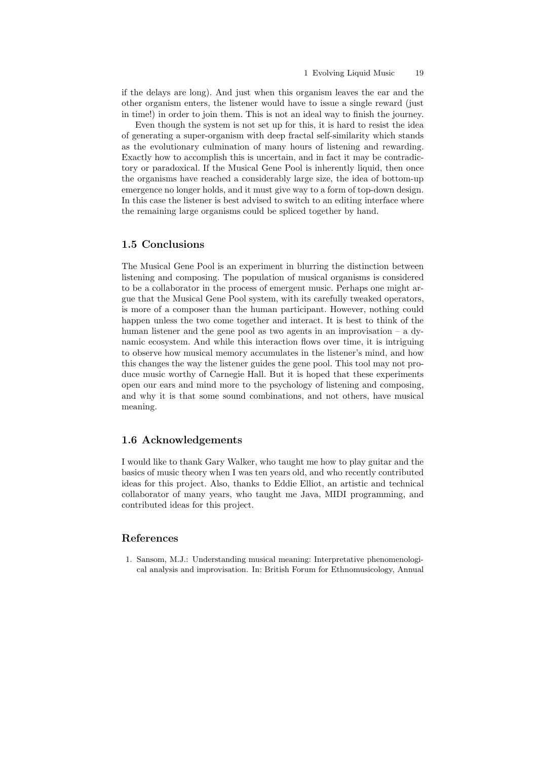if the delays are long). And just when this organism leaves the ear and the other organism enters, the listener would have to issue a single reward (just in time!) in order to join them. This is not an ideal way to finish the journey.

Even though the system is not set up for this, it is hard to resist the idea of generating a super-organism with deep fractal self-similarity which stands as the evolutionary culmination of many hours of listening and rewarding. Exactly how to accomplish this is uncertain, and in fact it may be contradictory or paradoxical. If the Musical Gene Pool is inherently liquid, then once the organisms have reached a considerably large size, the idea of bottom-up emergence no longer holds, and it must give way to a form of top-down design. In this case the listener is best advised to switch to an editing interface where the remaining large organisms could be spliced together by hand.

## 1.5 Conclusions

The Musical Gene Pool is an experiment in blurring the distinction between listening and composing. The population of musical organisms is considered to be a collaborator in the process of emergent music. Perhaps one might argue that the Musical Gene Pool system, with its carefully tweaked operators, is more of a composer than the human participant. However, nothing could happen unless the two come together and interact. It is best to think of the human listener and the gene pool as two agents in an improvisation – a dynamic ecosystem. And while this interaction flows over time, it is intriguing to observe how musical memory accumulates in the listener's mind, and how this changes the way the listener guides the gene pool. This tool may not produce music worthy of Carnegie Hall. But it is hoped that these experiments open our ears and mind more to the psychology of listening and composing, and why it is that some sound combinations, and not others, have musical meaning.

## 1.6 Acknowledgements

I would like to thank Gary Walker, who taught me how to play guitar and the basics of music theory when I was ten years old, and who recently contributed ideas for this project. Also, thanks to Eddie Elliot, an artistic and technical collaborator of many years, who taught me Java, MIDI programming, and contributed ideas for this project.

## References

1. Sansom, M.J.: Understanding musical meaning: Interpretative phenomenological analysis and improvisation. In: British Forum for Ethnomusicology, Annual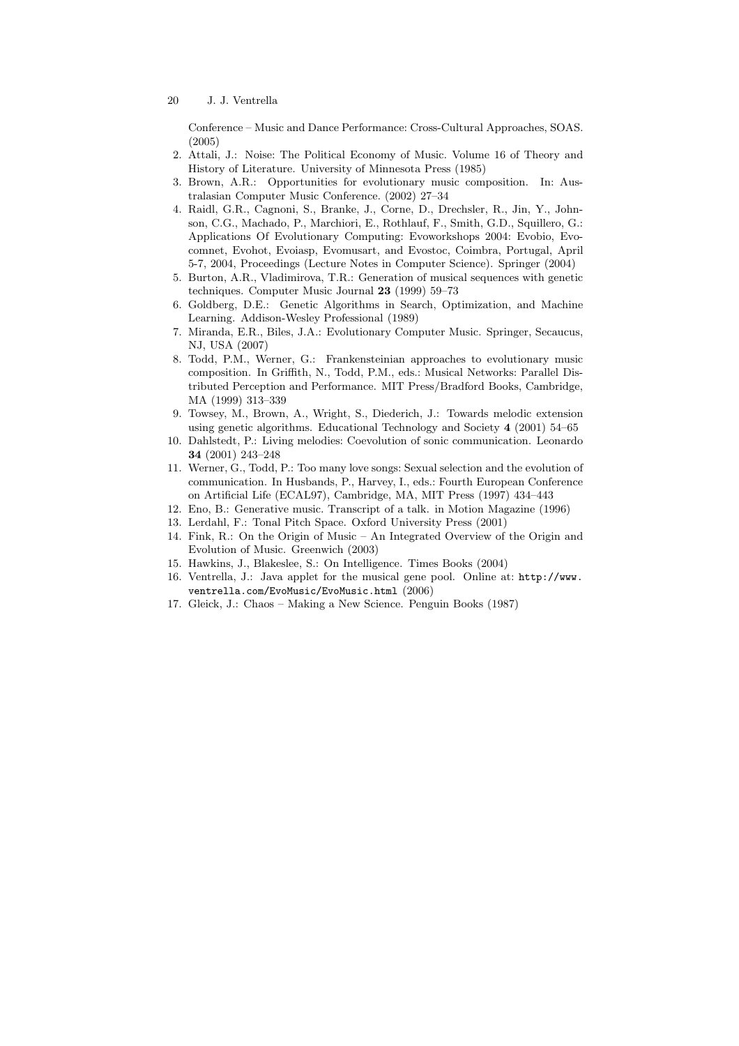Conference – Music and Dance Performance: Cross-Cultural Approaches, SOAS. (2005)

2. Attali, J.: Noise: The Political Economy of Music. Volume 16 of Theory and History of Literature. University of Minnesota Press (1985)
3. Brown, A.R.: Opportunities for evolutionary music composition. In: Australasian Computer Music Conference. (2002) 27–34
4. Raidl, G.R., Cagnoni, S., Branke, J., Corne, D., Drechsler, R., Jin, Y., Johnson, C.G., Machado, P., Marchiori, E., Rothlauf, F., Smith, G.D., Squillero, G.: Applications Of Evolutionary Computing: Evoworkshops 2004: Evobio, Evocomnet, Evohot, Evoiasp, Evomusart, and Evostoc, Coimbra, Portugal, April 5-7, 2004, Proceedings (Lecture Notes in Computer Science). Springer (2004)
5. Burton, A.R., Vladimirova, T.R.: Generation of musical sequences with genetic techniques. Computer Music Journal **23** (1999) 59–73
6. Goldberg, D.E.: Genetic Algorithms in Search, Optimization, and Machine Learning. Addison-Wesley Professional (1989)
7. Miranda, E.R., Biles, J.A.: Evolutionary Computer Music. Springer, Secaucus, NJ, USA (2007)
8. Todd, P.M., Werner, G.: Frankensteinian approaches to evolutionary music composition. In Griffith, N., Todd, P.M., eds.: Musical Networks: Parallel Distributed Perception and Performance. MIT Press/Bradford Books, Cambridge, MA (1999) 313–339
9. Towsey, M., Brown, A., Wright, S., Diederich, J.: Towards melodic extension using genetic algorithms. Educational Technology and Society **4** (2001) 54–65
10. Dahlstedt, P.: Living melodies: Coevolution of sonic communication. Leonardo **34** (2001) 243–248
11. Werner, G., Todd, P.: Too many love songs: Sexual selection and the evolution of communication. In Husbands, P., Harvey, I., eds.: Fourth European Conference on Artificial Life (ECAL97), Cambridge, MA, MIT Press (1997) 434–443
12. Eno, B.: Generative music. Transcript of a talk. in Motion Magazine (1996)
13. Lerdahl, F.: Tonal Pitch Space. Oxford University Press (2001)
14. Fink, R.: On the Origin of Music – An Integrated Overview of the Origin and Evolution of Music. Greenwich (2003)
15. Hawkins, J., Blakeslee, S.: On Intelligence. Times Books (2004)
16. Ventrella, J.: Java applet for the musical gene pool. Online at: `http://www.ventrella.com/EvoMusic/EvoMusic.html` (2006)
17. Gleick, J.: Chaos – Making a New Science. Penguin Books (1987)